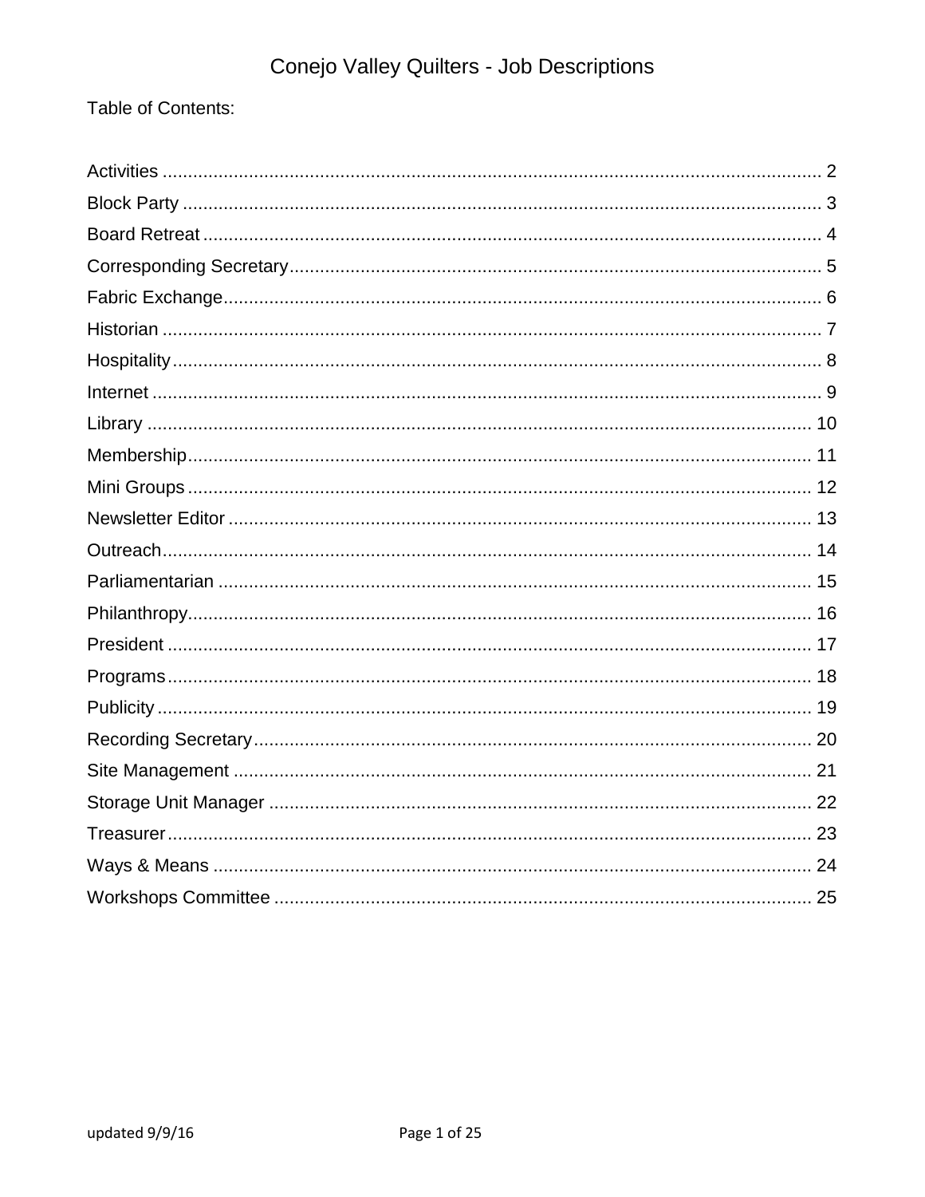# Conejo Valley Quilters - Job Descriptions

Table of Contents:

Activities .......... 2
Block Party .......... 3
Board Retreat .......... 4
Corresponding Secretary .......... 5
Fabric Exchange .......... 6
Historian .......... 7
Hospitality .......... 8
Internet .......... 9
Library .......... 10
Membership .......... 11
Mini Groups .......... 12
Newsletter Editor .......... 13
Outreach .......... 14
Parliamentarian .......... 15
Philanthropy .......... 16
President .......... 17
Programs .......... 18
Publicity .......... 19
Recording Secretary .......... 20
Site Management .......... 21
Storage Unit Manager .......... 22
Treasurer .......... 23
Ways & Means .......... 24
Workshops Committee .......... 25

updated 9/9/16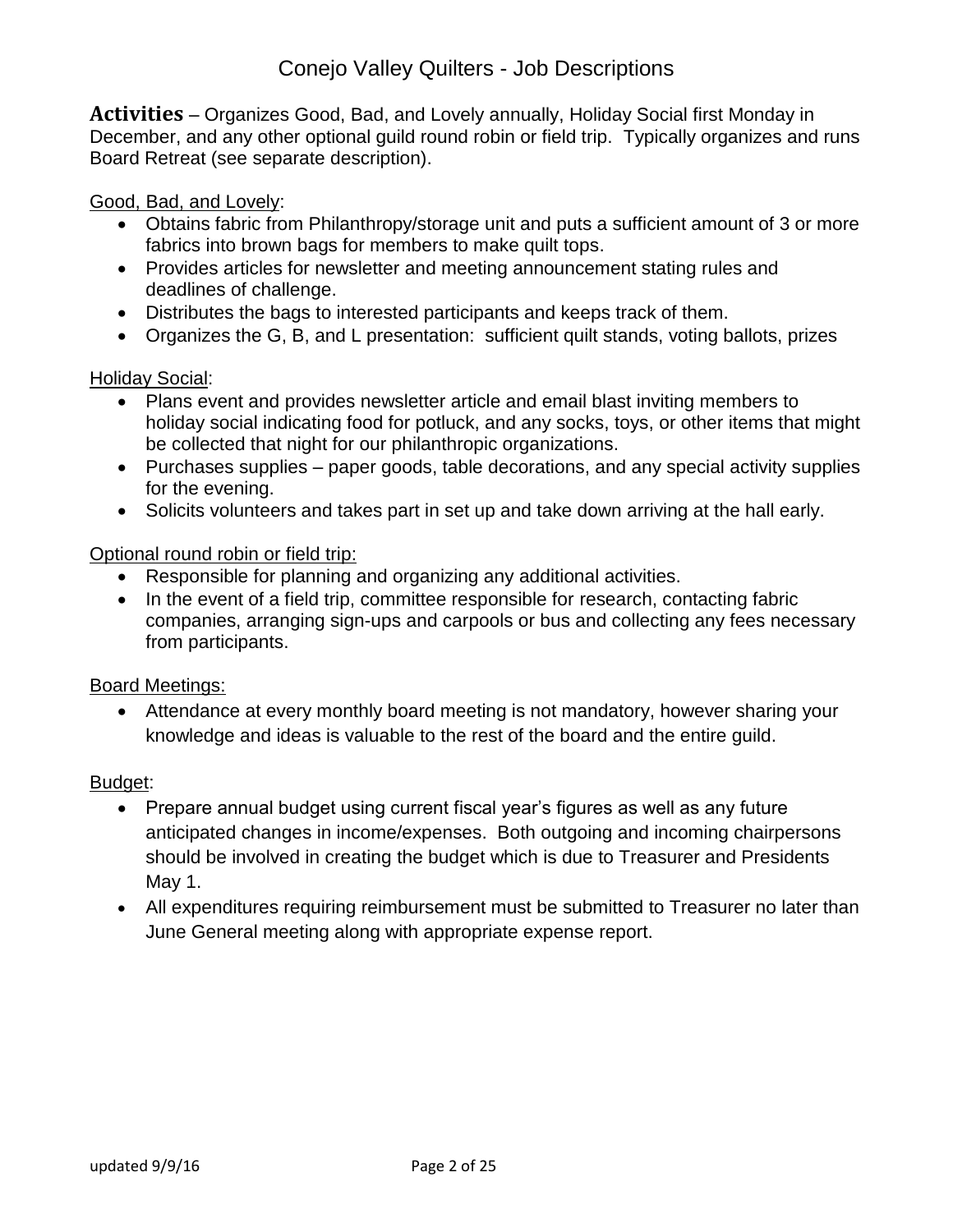# Conejo Valley Quilters - Job Descriptions

**Activities** – Organizes Good, Bad, and Lovely annually, Holiday Social first Monday in December, and any other optional guild round robin or field trip. Typically organizes and runs Board Retreat (see separate description).

Good, Bad, and Lovely:

- Obtains fabric from Philanthropy/storage unit and puts a sufficient amount of 3 or more fabrics into brown bags for members to make quilt tops.
- Provides articles for newsletter and meeting announcement stating rules and deadlines of challenge.
- Distributes the bags to interested participants and keeps track of them.
- Organizes the G, B, and L presentation: sufficient quilt stands, voting ballots, prizes

Holiday Social:

- Plans event and provides newsletter article and email blast inviting members to holiday social indicating food for potluck, and any socks, toys, or other items that might be collected that night for our philanthropic organizations.
- Purchases supplies – paper goods, table decorations, and any special activity supplies for the evening.
- Solicits volunteers and takes part in set up and take down arriving at the hall early.

Optional round robin or field trip:

- Responsible for planning and organizing any additional activities.
- In the event of a field trip, committee responsible for research, contacting fabric companies, arranging sign-ups and carpools or bus and collecting any fees necessary from participants.

Board Meetings:

- Attendance at every monthly board meeting is not mandatory, however sharing your knowledge and ideas is valuable to the rest of the board and the entire guild.

Budget:

- Prepare annual budget using current fiscal year's figures as well as any future anticipated changes in income/expenses. Both outgoing and incoming chairpersons should be involved in creating the budget which is due to Treasurer and Presidents May 1.
- All expenditures requiring reimbursement must be submitted to Treasurer no later than June General meeting along with appropriate expense report.

updated 9/9/16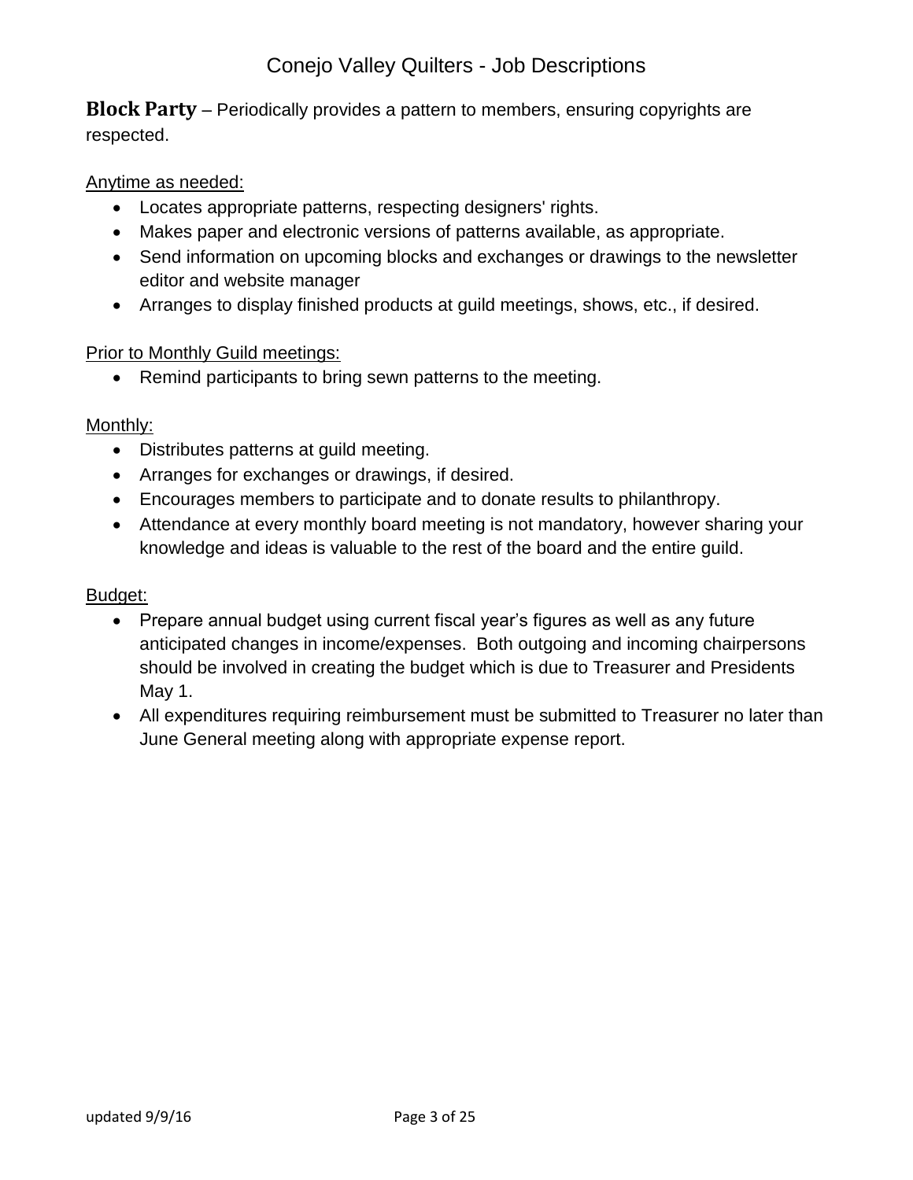**Block Party** – Periodically provides a pattern to members, ensuring copyrights are respected.

Anytime as needed:

- Locates appropriate patterns, respecting designers' rights.
- Makes paper and electronic versions of patterns available, as appropriate.
- Send information on upcoming blocks and exchanges or drawings to the newsletter editor and website manager
- Arranges to display finished products at guild meetings, shows, etc., if desired.

Prior to Monthly Guild meetings:

- Remind participants to bring sewn patterns to the meeting.

Monthly:

- Distributes patterns at guild meeting.
- Arranges for exchanges or drawings, if desired.
- Encourages members to participate and to donate results to philanthropy.
- Attendance at every monthly board meeting is not mandatory, however sharing your knowledge and ideas is valuable to the rest of the board and the entire guild.

Budget:

- Prepare annual budget using current fiscal year's figures as well as any future anticipated changes in income/expenses. Both outgoing and incoming chairpersons should be involved in creating the budget which is due to Treasurer and Presidents May 1.
- All expenditures requiring reimbursement must be submitted to Treasurer no later than June General meeting along with appropriate expense report.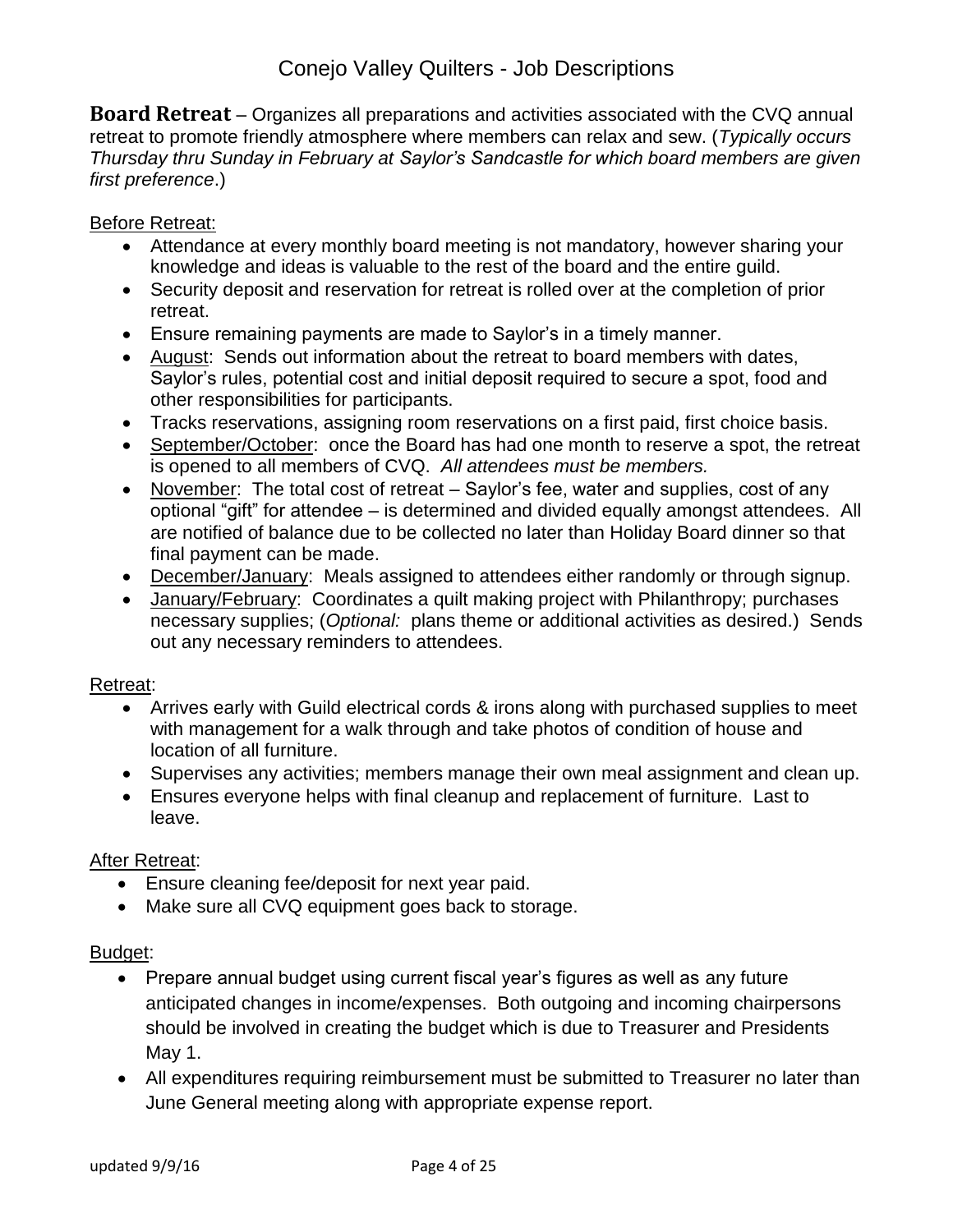**Board Retreat** – Organizes all preparations and activities associated with the CVQ annual retreat to promote friendly atmosphere where members can relax and sew. (*Typically occurs Thursday thru Sunday in February at Saylor's Sandcastle for which board members are given first preference*.)

Before Retreat:

- Attendance at every monthly board meeting is not mandatory, however sharing your knowledge and ideas is valuable to the rest of the board and the entire guild.
- Security deposit and reservation for retreat is rolled over at the completion of prior retreat.
- Ensure remaining payments are made to Saylor's in a timely manner.
- August: Sends out information about the retreat to board members with dates, Saylor's rules, potential cost and initial deposit required to secure a spot, food and other responsibilities for participants.
- Tracks reservations, assigning room reservations on a first paid, first choice basis.
- September/October: once the Board has had one month to reserve a spot, the retreat is opened to all members of CVQ. *All attendees must be members.*
- November: The total cost of retreat – Saylor's fee, water and supplies, cost of any optional "gift" for attendee – is determined and divided equally amongst attendees. All are notified of balance due to be collected no later than Holiday Board dinner so that final payment can be made.
- December/January: Meals assigned to attendees either randomly or through signup.
- January/February: Coordinates a quilt making project with Philanthropy; purchases necessary supplies; (*Optional:* plans theme or additional activities as desired.) Sends out any necessary reminders to attendees.

Retreat:

- Arrives early with Guild electrical cords & irons along with purchased supplies to meet with management for a walk through and take photos of condition of house and location of all furniture.
- Supervises any activities; members manage their own meal assignment and clean up.
- Ensures everyone helps with final cleanup and replacement of furniture. Last to leave.

After Retreat:

- Ensure cleaning fee/deposit for next year paid.
- Make sure all CVQ equipment goes back to storage.

Budget:

- Prepare annual budget using current fiscal year's figures as well as any future anticipated changes in income/expenses. Both outgoing and incoming chairpersons should be involved in creating the budget which is due to Treasurer and Presidents May 1.
- All expenditures requiring reimbursement must be submitted to Treasurer no later than June General meeting along with appropriate expense report.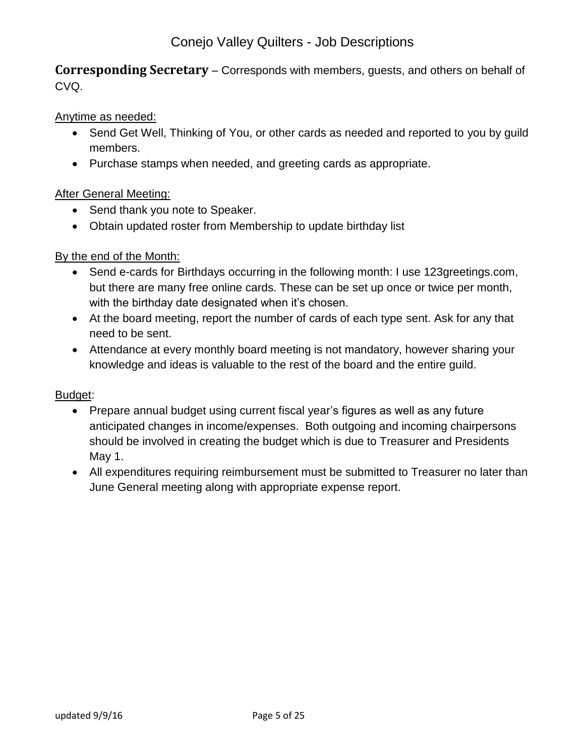**Corresponding Secretary** – Corresponds with members, guests, and others on behalf of CVQ.

Anytime as needed:

- Send Get Well, Thinking of You, or other cards as needed and reported to you by guild members.
- Purchase stamps when needed, and greeting cards as appropriate.

After General Meeting:

- Send thank you note to Speaker.
- Obtain updated roster from Membership to update birthday list

By the end of the Month:

- Send e-cards for Birthdays occurring in the following month: I use 123greetings.com, but there are many free online cards. These can be set up once or twice per month, with the birthday date designated when it's chosen.
- At the board meeting, report the number of cards of each type sent. Ask for any that need to be sent.
- Attendance at every monthly board meeting is not mandatory, however sharing your knowledge and ideas is valuable to the rest of the board and the entire guild.

Budget:

- Prepare annual budget using current fiscal year's figures as well as any future anticipated changes in income/expenses. Both outgoing and incoming chairpersons should be involved in creating the budget which is due to Treasurer and Presidents May 1.
- All expenditures requiring reimbursement must be submitted to Treasurer no later than June General meeting along with appropriate expense report.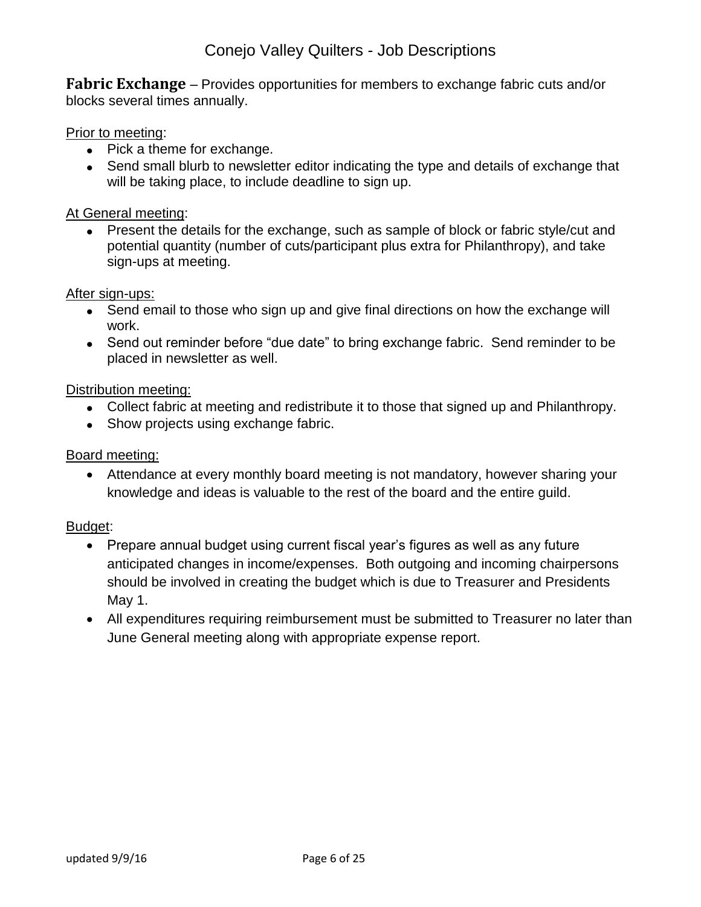**Fabric Exchange** – Provides opportunities for members to exchange fabric cuts and/or blocks several times annually.

Prior to meeting:

- Pick a theme for exchange.
- Send small blurb to newsletter editor indicating the type and details of exchange that will be taking place, to include deadline to sign up.

At General meeting:

- Present the details for the exchange, such as sample of block or fabric style/cut and potential quantity (number of cuts/participant plus extra for Philanthropy), and take sign-ups at meeting.

After sign-ups:

- Send email to those who sign up and give final directions on how the exchange will work.
- Send out reminder before "due date" to bring exchange fabric. Send reminder to be placed in newsletter as well.

Distribution meeting:

- Collect fabric at meeting and redistribute it to those that signed up and Philanthropy.
- Show projects using exchange fabric.

Board meeting:

- Attendance at every monthly board meeting is not mandatory, however sharing your knowledge and ideas is valuable to the rest of the board and the entire guild.

Budget:

- Prepare annual budget using current fiscal year's figures as well as any future anticipated changes in income/expenses. Both outgoing and incoming chairpersons should be involved in creating the budget which is due to Treasurer and Presidents May 1.
- All expenditures requiring reimbursement must be submitted to Treasurer no later than June General meeting along with appropriate expense report.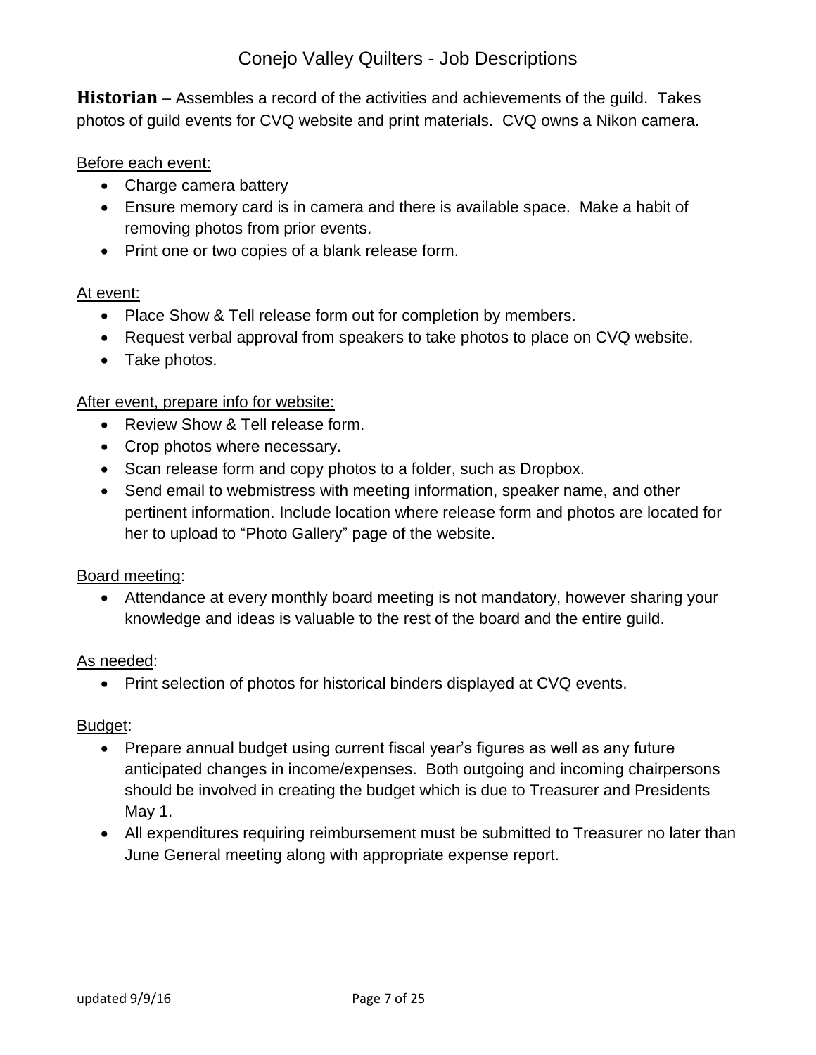**Historian** – Assembles a record of the activities and achievements of the guild. Takes photos of guild events for CVQ website and print materials. CVQ owns a Nikon camera.

<u>Before each event:</u>

- Charge camera battery
- Ensure memory card is in camera and there is available space. Make a habit of removing photos from prior events.
- Print one or two copies of a blank release form.

<u>At event:</u>

- Place Show & Tell release form out for completion by members.
- Request verbal approval from speakers to take photos to place on CVQ website.
- Take photos.

<u>After event, prepare info for website:</u>

- Review Show & Tell release form.
- Crop photos where necessary.
- Scan release form and copy photos to a folder, such as Dropbox.
- Send email to webmistress with meeting information, speaker name, and other pertinent information. Include location where release form and photos are located for her to upload to "Photo Gallery" page of the website.

<u>Board meeting</u>:

- Attendance at every monthly board meeting is not mandatory, however sharing your knowledge and ideas is valuable to the rest of the board and the entire guild.

<u>As needed</u>:

- Print selection of photos for historical binders displayed at CVQ events.

<u>Budget</u>:

- Prepare annual budget using current fiscal year's figures as well as any future anticipated changes in income/expenses. Both outgoing and incoming chairpersons should be involved in creating the budget which is due to Treasurer and Presidents May 1.
- All expenditures requiring reimbursement must be submitted to Treasurer no later than June General meeting along with appropriate expense report.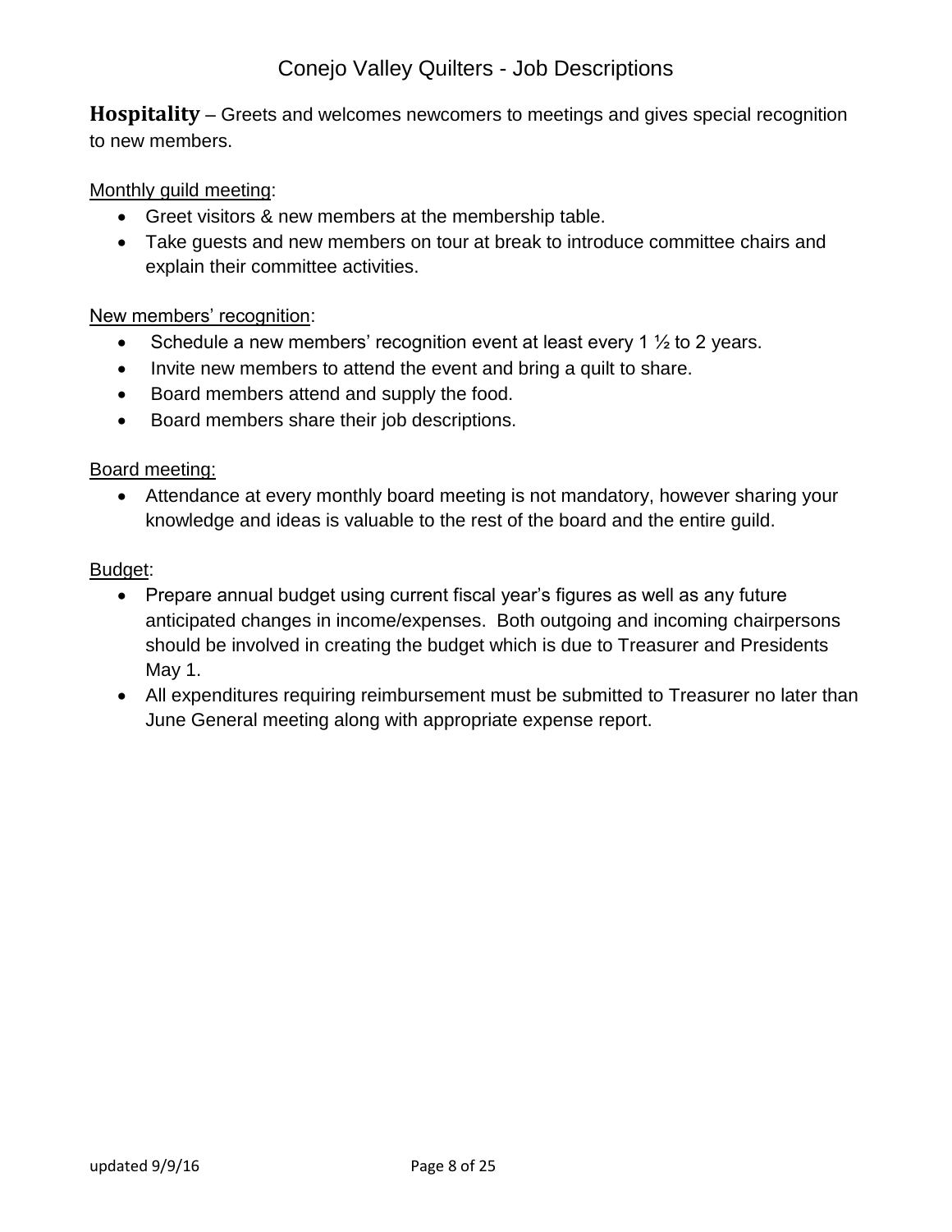**Hospitality** – Greets and welcomes newcomers to meetings and gives special recognition to new members.

Monthly guild meeting:

- Greet visitors & new members at the membership table.
- Take guests and new members on tour at break to introduce committee chairs and explain their committee activities.

New members' recognition:

- Schedule a new members' recognition event at least every 1 ½ to 2 years.
- Invite new members to attend the event and bring a quilt to share.
- Board members attend and supply the food.
- Board members share their job descriptions.

Board meeting:

- Attendance at every monthly board meeting is not mandatory, however sharing your knowledge and ideas is valuable to the rest of the board and the entire guild.

Budget:

- Prepare annual budget using current fiscal year's figures as well as any future anticipated changes in income/expenses. Both outgoing and incoming chairpersons should be involved in creating the budget which is due to Treasurer and Presidents May 1.
- All expenditures requiring reimbursement must be submitted to Treasurer no later than June General meeting along with appropriate expense report.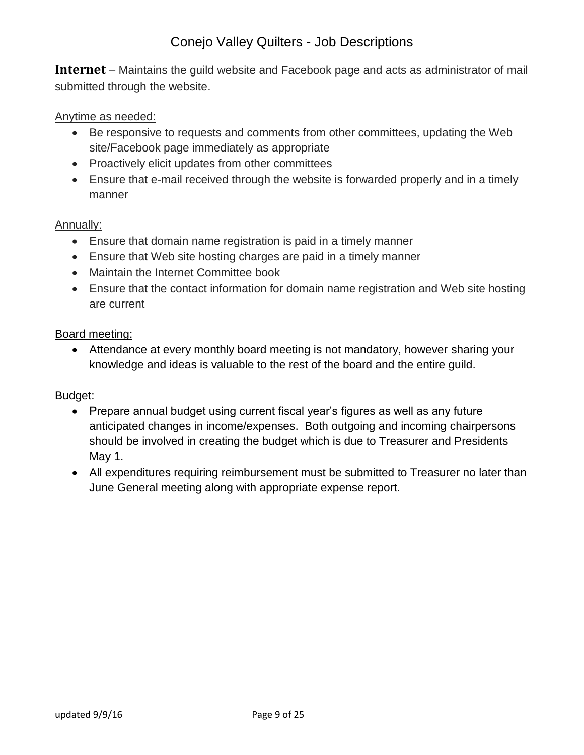**Internet** – Maintains the guild website and Facebook page and acts as administrator of mail submitted through the website.

<u>Anytime as needed:</u>

- Be responsive to requests and comments from other committees, updating the Web site/Facebook page immediately as appropriate
- Proactively elicit updates from other committees
- Ensure that e-mail received through the website is forwarded properly and in a timely manner

<u>Annually:</u>

- Ensure that domain name registration is paid in a timely manner
- Ensure that Web site hosting charges are paid in a timely manner
- Maintain the Internet Committee book
- Ensure that the contact information for domain name registration and Web site hosting are current

<u>Board meeting:</u>

- Attendance at every monthly board meeting is not mandatory, however sharing your knowledge and ideas is valuable to the rest of the board and the entire guild.

<u>Budget</u>:

- Prepare annual budget using current fiscal year's figures as well as any future anticipated changes in income/expenses. Both outgoing and incoming chairpersons should be involved in creating the budget which is due to Treasurer and Presidents May 1.
- All expenditures requiring reimbursement must be submitted to Treasurer no later than June General meeting along with appropriate expense report.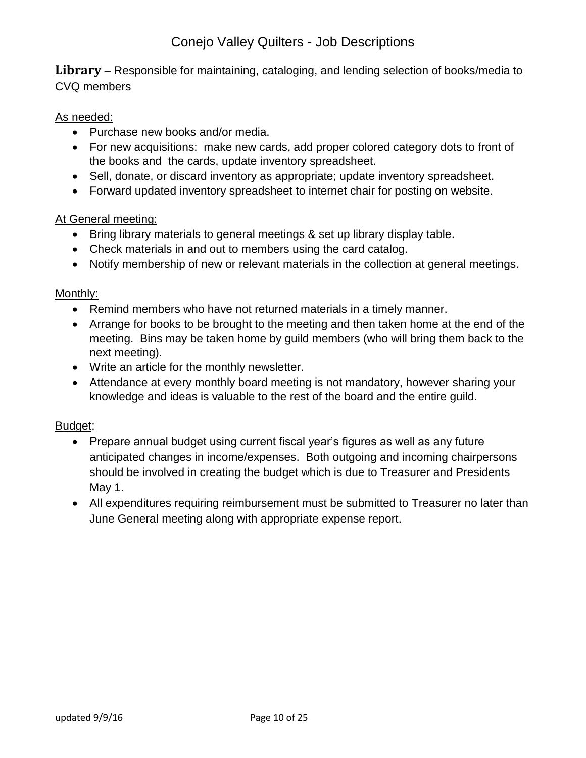**Library** – Responsible for maintaining, cataloging, and lending selection of books/media to CVQ members

As needed:

- Purchase new books and/or media.
- For new acquisitions: make new cards, add proper colored category dots to front of the books and the cards, update inventory spreadsheet.
- Sell, donate, or discard inventory as appropriate; update inventory spreadsheet.
- Forward updated inventory spreadsheet to internet chair for posting on website.

At General meeting:

- Bring library materials to general meetings & set up library display table.
- Check materials in and out to members using the card catalog.
- Notify membership of new or relevant materials in the collection at general meetings.

Monthly:

- Remind members who have not returned materials in a timely manner.
- Arrange for books to be brought to the meeting and then taken home at the end of the meeting. Bins may be taken home by guild members (who will bring them back to the next meeting).
- Write an article for the monthly newsletter.
- Attendance at every monthly board meeting is not mandatory, however sharing your knowledge and ideas is valuable to the rest of the board and the entire guild.

Budget:

- Prepare annual budget using current fiscal year's figures as well as any future anticipated changes in income/expenses. Both outgoing and incoming chairpersons should be involved in creating the budget which is due to Treasurer and Presidents May 1.
- All expenditures requiring reimbursement must be submitted to Treasurer no later than June General meeting along with appropriate expense report.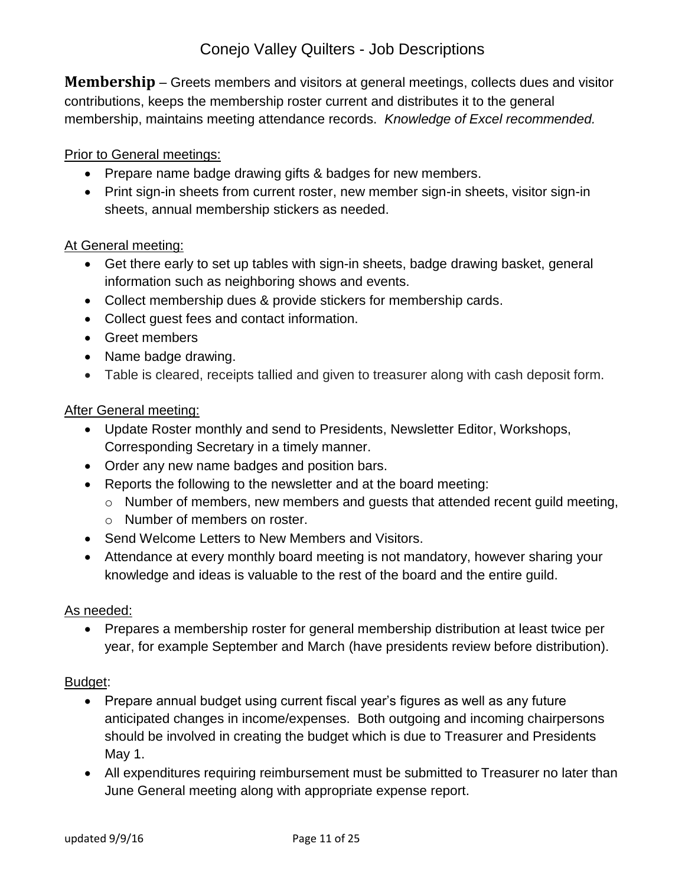# Conejo Valley Quilters - Job Descriptions

**Membership** – Greets members and visitors at general meetings, collects dues and visitor contributions, keeps the membership roster current and distributes it to the general membership, maintains meeting attendance records. *Knowledge of Excel recommended.*

Prior to General meetings:

- Prepare name badge drawing gifts & badges for new members.
- Print sign-in sheets from current roster, new member sign-in sheets, visitor sign-in sheets, annual membership stickers as needed.

At General meeting:

- Get there early to set up tables with sign-in sheets, badge drawing basket, general information such as neighboring shows and events.
- Collect membership dues & provide stickers for membership cards.
- Collect guest fees and contact information.
- Greet members
- Name badge drawing.
- Table is cleared, receipts tallied and given to treasurer along with cash deposit form.

After General meeting:

- Update Roster monthly and send to Presidents, Newsletter Editor, Workshops, Corresponding Secretary in a timely manner.
- Order any new name badges and position bars.
- Reports the following to the newsletter and at the board meeting:
  - Number of members, new members and guests that attended recent guild meeting,
  - Number of members on roster.
- Send Welcome Letters to New Members and Visitors.
- Attendance at every monthly board meeting is not mandatory, however sharing your knowledge and ideas is valuable to the rest of the board and the entire guild.

As needed:

- Prepares a membership roster for general membership distribution at least twice per year, for example September and March (have presidents review before distribution).

Budget:

- Prepare annual budget using current fiscal year's figures as well as any future anticipated changes in income/expenses. Both outgoing and incoming chairpersons should be involved in creating the budget which is due to Treasurer and Presidents May 1.
- All expenditures requiring reimbursement must be submitted to Treasurer no later than June General meeting along with appropriate expense report.

updated 9/9/16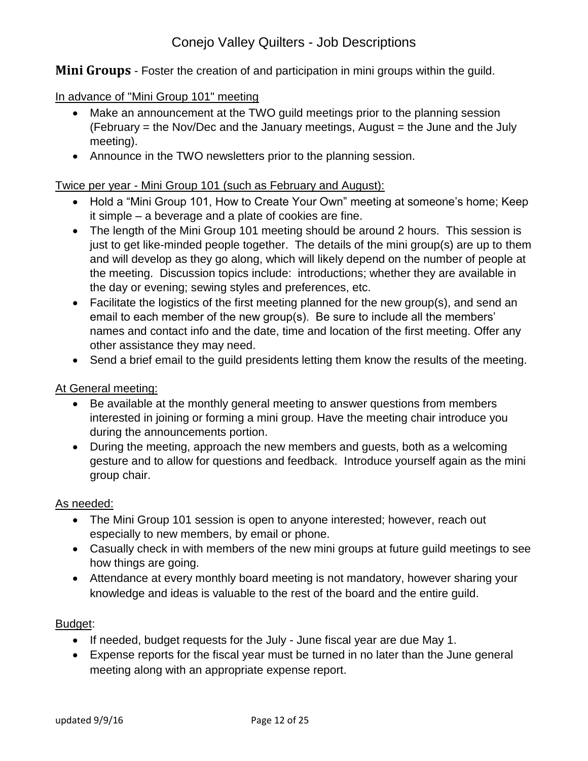# Conejo Valley Quilters - Job Descriptions

**Mini Groups** - Foster the creation of and participation in mini groups within the guild.

In advance of "Mini Group 101" meeting

- Make an announcement at the TWO guild meetings prior to the planning session (February = the Nov/Dec and the January meetings, August = the June and the July meeting).
- Announce in the TWO newsletters prior to the planning session.

Twice per year - Mini Group 101 (such as February and August):

- Hold a "Mini Group 101, How to Create Your Own" meeting at someone's home; Keep it simple – a beverage and a plate of cookies are fine.
- The length of the Mini Group 101 meeting should be around 2 hours. This session is just to get like-minded people together. The details of the mini group(s) are up to them and will develop as they go along, which will likely depend on the number of people at the meeting. Discussion topics include: introductions; whether they are available in the day or evening; sewing styles and preferences, etc.
- Facilitate the logistics of the first meeting planned for the new group(s), and send an email to each member of the new group(s). Be sure to include all the members' names and contact info and the date, time and location of the first meeting. Offer any other assistance they may need.
- Send a brief email to the guild presidents letting them know the results of the meeting.

At General meeting:

- Be available at the monthly general meeting to answer questions from members interested in joining or forming a mini group. Have the meeting chair introduce you during the announcements portion.
- During the meeting, approach the new members and guests, both as a welcoming gesture and to allow for questions and feedback. Introduce yourself again as the mini group chair.

As needed:

- The Mini Group 101 session is open to anyone interested; however, reach out especially to new members, by email or phone.
- Casually check in with members of the new mini groups at future guild meetings to see how things are going.
- Attendance at every monthly board meeting is not mandatory, however sharing your knowledge and ideas is valuable to the rest of the board and the entire guild.

Budget:

- If needed, budget requests for the July - June fiscal year are due May 1.
- Expense reports for the fiscal year must be turned in no later than the June general meeting along with an appropriate expense report.

updated 9/9/16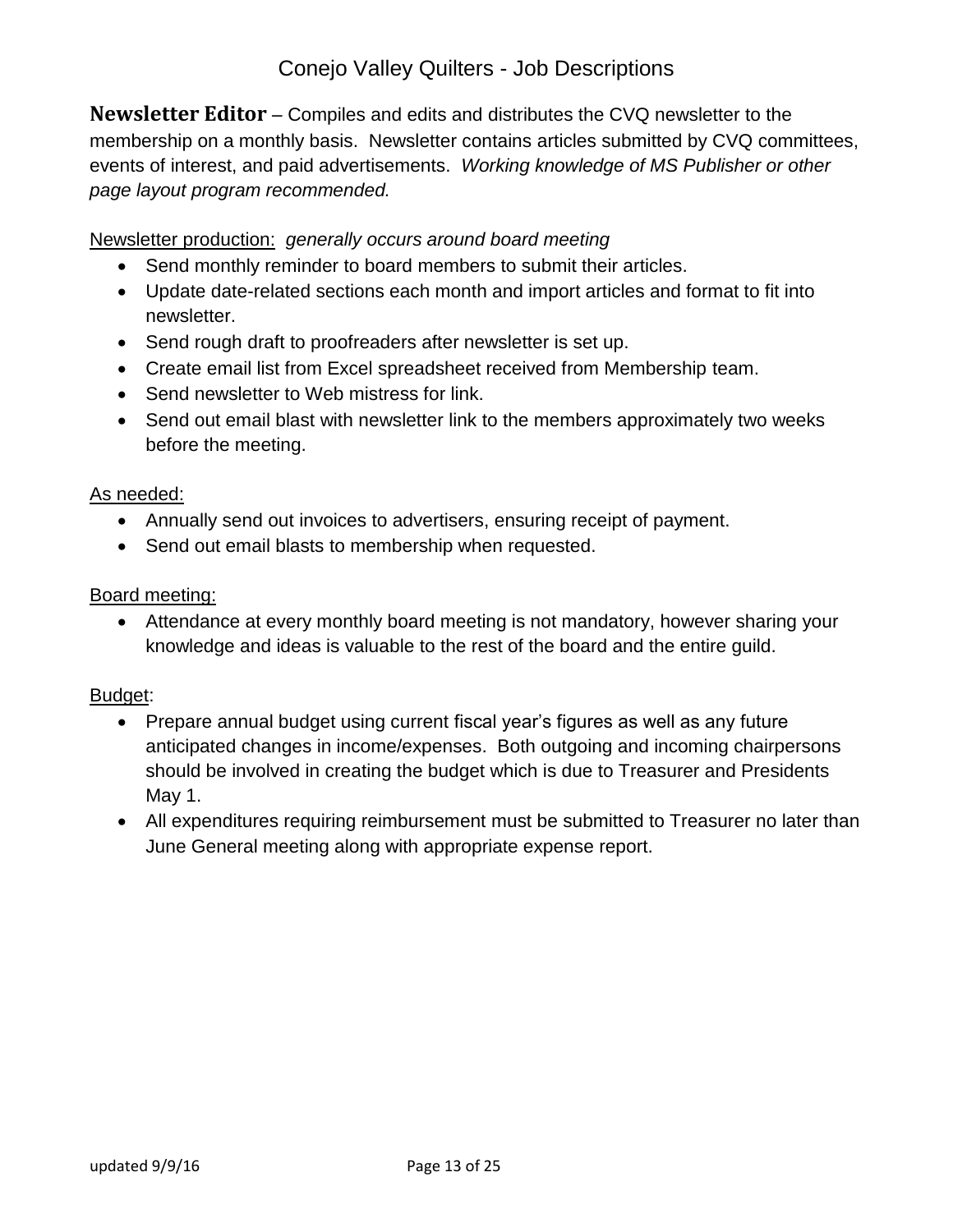**Newsletter Editor** – Compiles and edits and distributes the CVQ newsletter to the membership on a monthly basis. Newsletter contains articles submitted by CVQ committees, events of interest, and paid advertisements. *Working knowledge of MS Publisher or other page layout program recommended.*

Newsletter production: *generally occurs around board meeting*

- Send monthly reminder to board members to submit their articles.
- Update date-related sections each month and import articles and format to fit into newsletter.
- Send rough draft to proofreaders after newsletter is set up.
- Create email list from Excel spreadsheet received from Membership team.
- Send newsletter to Web mistress for link.
- Send out email blast with newsletter link to the members approximately two weeks before the meeting.

As needed:

- Annually send out invoices to advertisers, ensuring receipt of payment.
- Send out email blasts to membership when requested.

Board meeting:

- Attendance at every monthly board meeting is not mandatory, however sharing your knowledge and ideas is valuable to the rest of the board and the entire guild.

Budget:

- Prepare annual budget using current fiscal year's figures as well as any future anticipated changes in income/expenses. Both outgoing and incoming chairpersons should be involved in creating the budget which is due to Treasurer and Presidents May 1.
- All expenditures requiring reimbursement must be submitted to Treasurer no later than June General meeting along with appropriate expense report.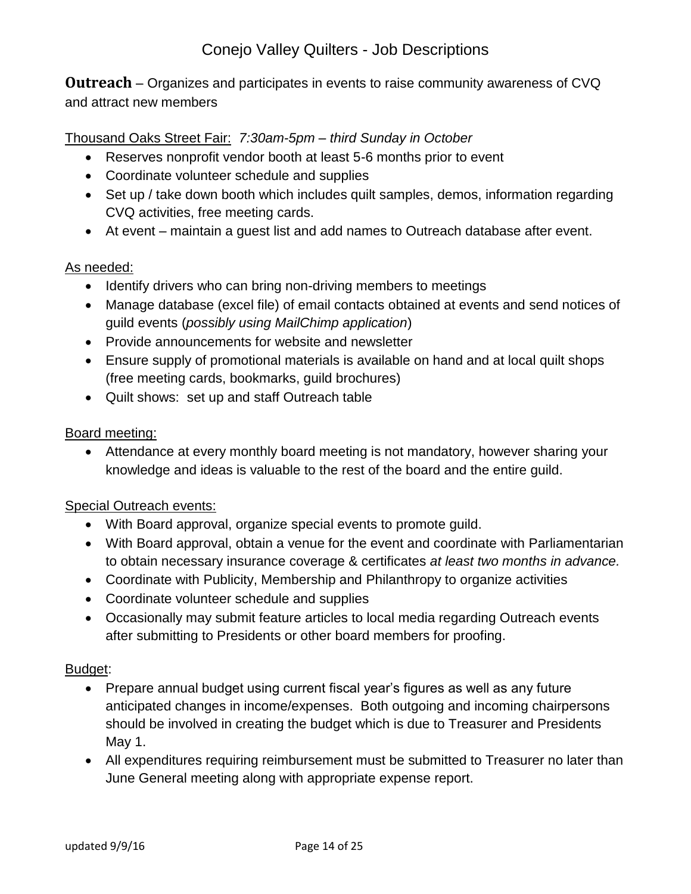# Conejo Valley Quilters - Job Descriptions

**Outreach** – Organizes and participates in events to raise community awareness of CVQ and attract new members

Thousand Oaks Street Fair: *7:30am-5pm – third Sunday in October*

- Reserves nonprofit vendor booth at least 5-6 months prior to event
- Coordinate volunteer schedule and supplies
- Set up / take down booth which includes quilt samples, demos, information regarding CVQ activities, free meeting cards.
- At event – maintain a guest list and add names to Outreach database after event.

As needed:

- Identify drivers who can bring non-driving members to meetings
- Manage database (excel file) of email contacts obtained at events and send notices of guild events (*possibly using MailChimp application*)
- Provide announcements for website and newsletter
- Ensure supply of promotional materials is available on hand and at local quilt shops (free meeting cards, bookmarks, guild brochures)
- Quilt shows: set up and staff Outreach table

Board meeting:

- Attendance at every monthly board meeting is not mandatory, however sharing your knowledge and ideas is valuable to the rest of the board and the entire guild.

Special Outreach events:

- With Board approval, organize special events to promote guild.
- With Board approval, obtain a venue for the event and coordinate with Parliamentarian to obtain necessary insurance coverage & certificates *at least two months in advance.*
- Coordinate with Publicity, Membership and Philanthropy to organize activities
- Coordinate volunteer schedule and supplies
- Occasionally may submit feature articles to local media regarding Outreach events after submitting to Presidents or other board members for proofing.

Budget:

- Prepare annual budget using current fiscal year's figures as well as any future anticipated changes in income/expenses. Both outgoing and incoming chairpersons should be involved in creating the budget which is due to Treasurer and Presidents May 1.
- All expenditures requiring reimbursement must be submitted to Treasurer no later than June General meeting along with appropriate expense report.

updated 9/9/16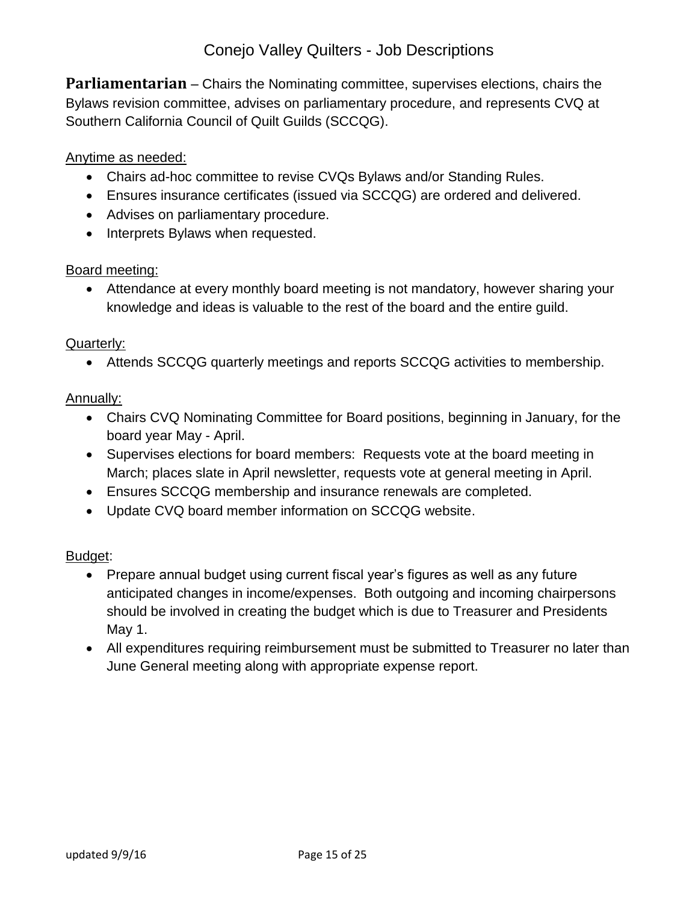**Parliamentarian** – Chairs the Nominating committee, supervises elections, chairs the Bylaws revision committee, advises on parliamentary procedure, and represents CVQ at Southern California Council of Quilt Guilds (SCCQG).

Anytime as needed:

- Chairs ad-hoc committee to revise CVQs Bylaws and/or Standing Rules.
- Ensures insurance certificates (issued via SCCQG) are ordered and delivered.
- Advises on parliamentary procedure.
- Interprets Bylaws when requested.

Board meeting:

- Attendance at every monthly board meeting is not mandatory, however sharing your knowledge and ideas is valuable to the rest of the board and the entire guild.

Quarterly:

- Attends SCCQG quarterly meetings and reports SCCQG activities to membership.

Annually:

- Chairs CVQ Nominating Committee for Board positions, beginning in January, for the board year May - April.
- Supervises elections for board members: Requests vote at the board meeting in March; places slate in April newsletter, requests vote at general meeting in April.
- Ensures SCCQG membership and insurance renewals are completed.
- Update CVQ board member information on SCCQG website.

Budget:

- Prepare annual budget using current fiscal year's figures as well as any future anticipated changes in income/expenses. Both outgoing and incoming chairpersons should be involved in creating the budget which is due to Treasurer and Presidents May 1.
- All expenditures requiring reimbursement must be submitted to Treasurer no later than June General meeting along with appropriate expense report.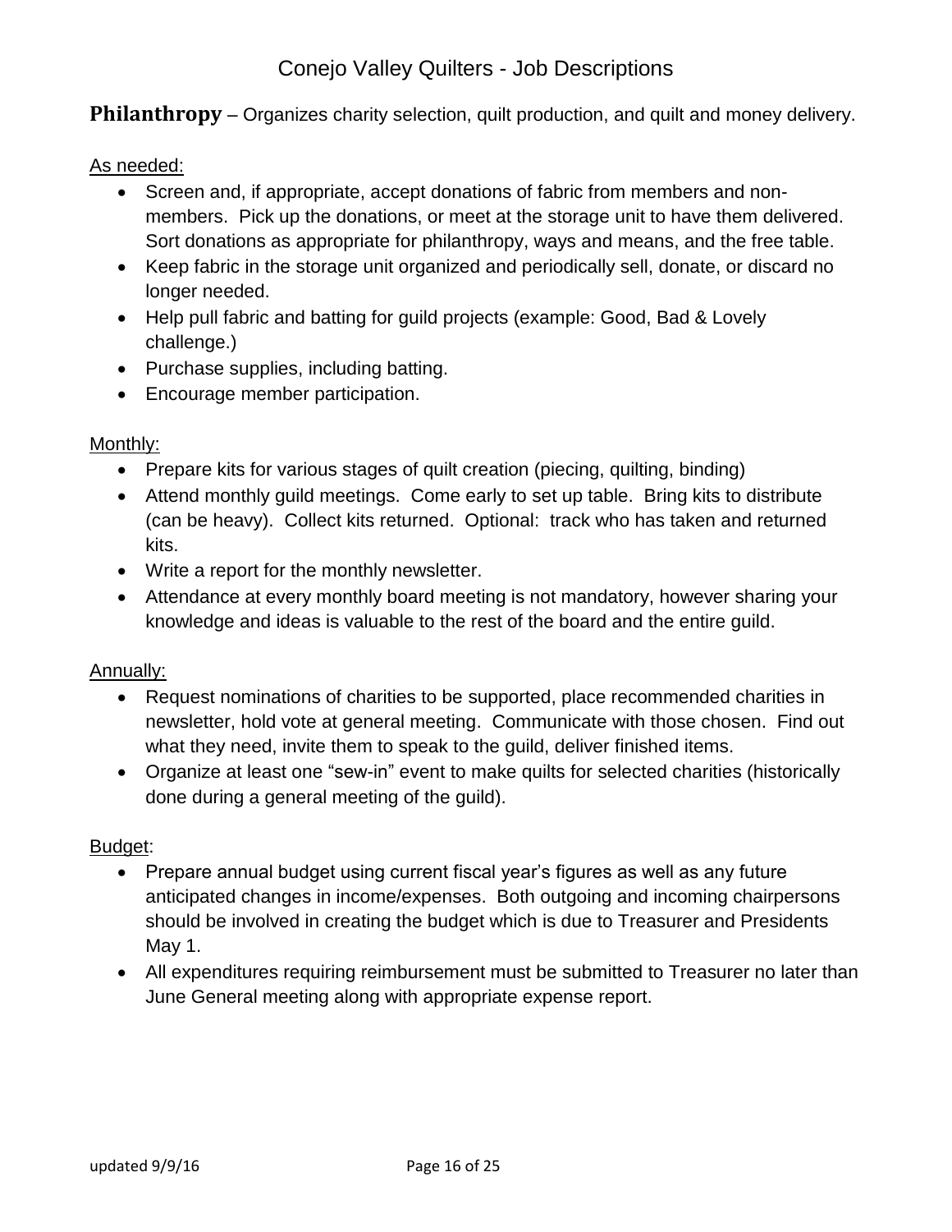# Conejo Valley Quilters - Job Descriptions

**Philanthropy** – Organizes charity selection, quilt production, and quilt and money delivery.

As needed:

- Screen and, if appropriate, accept donations of fabric from members and non-members. Pick up the donations, or meet at the storage unit to have them delivered. Sort donations as appropriate for philanthropy, ways and means, and the free table.
- Keep fabric in the storage unit organized and periodically sell, donate, or discard no longer needed.
- Help pull fabric and batting for guild projects (example: Good, Bad & Lovely challenge.)
- Purchase supplies, including batting.
- Encourage member participation.

Monthly:

- Prepare kits for various stages of quilt creation (piecing, quilting, binding)
- Attend monthly guild meetings. Come early to set up table. Bring kits to distribute (can be heavy). Collect kits returned. Optional: track who has taken and returned kits.
- Write a report for the monthly newsletter.
- Attendance at every monthly board meeting is not mandatory, however sharing your knowledge and ideas is valuable to the rest of the board and the entire guild.

Annually:

- Request nominations of charities to be supported, place recommended charities in newsletter, hold vote at general meeting. Communicate with those chosen. Find out what they need, invite them to speak to the guild, deliver finished items.
- Organize at least one "sew-in" event to make quilts for selected charities (historically done during a general meeting of the guild).

Budget:

- Prepare annual budget using current fiscal year's figures as well as any future anticipated changes in income/expenses. Both outgoing and incoming chairpersons should be involved in creating the budget which is due to Treasurer and Presidents May 1.
- All expenditures requiring reimbursement must be submitted to Treasurer no later than June General meeting along with appropriate expense report.

updated 9/9/16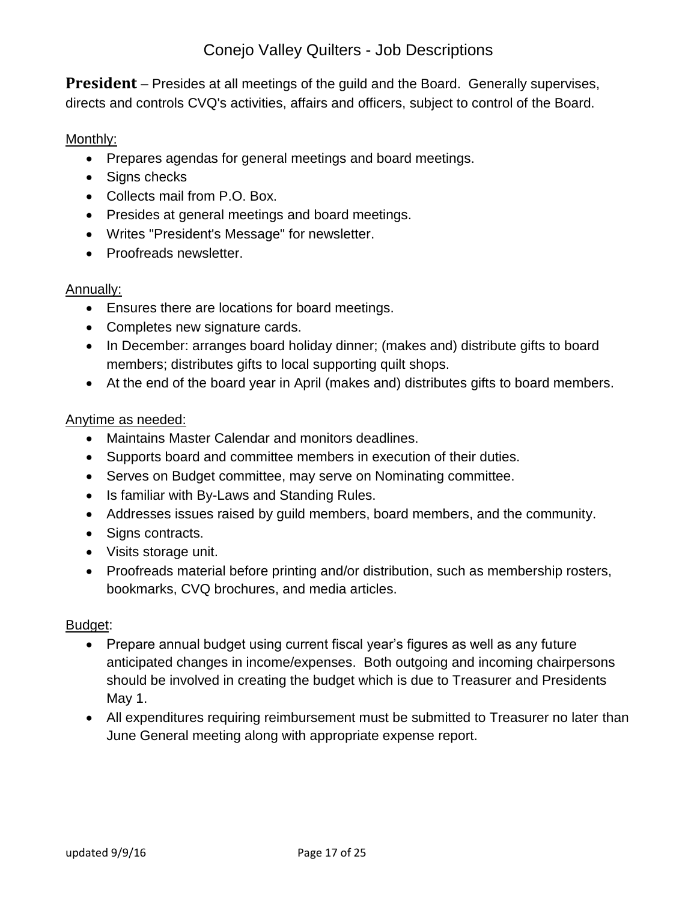# Conejo Valley Quilters - Job Descriptions

**President** – Presides at all meetings of the guild and the Board. Generally supervises, directs and controls CVQ's activities, affairs and officers, subject to control of the Board.

Monthly:

- Prepares agendas for general meetings and board meetings.
- Signs checks
- Collects mail from P.O. Box.
- Presides at general meetings and board meetings.
- Writes "President's Message" for newsletter.
- Proofreads newsletter.

Annually:

- Ensures there are locations for board meetings.
- Completes new signature cards.
- In December: arranges board holiday dinner; (makes and) distribute gifts to board members; distributes gifts to local supporting quilt shops.
- At the end of the board year in April (makes and) distributes gifts to board members.

Anytime as needed:

- Maintains Master Calendar and monitors deadlines.
- Supports board and committee members in execution of their duties.
- Serves on Budget committee, may serve on Nominating committee.
- Is familiar with By-Laws and Standing Rules.
- Addresses issues raised by guild members, board members, and the community.
- Signs contracts.
- Visits storage unit.
- Proofreads material before printing and/or distribution, such as membership rosters, bookmarks, CVQ brochures, and media articles.

Budget:

- Prepare annual budget using current fiscal year's figures as well as any future anticipated changes in income/expenses. Both outgoing and incoming chairpersons should be involved in creating the budget which is due to Treasurer and Presidents May 1.
- All expenditures requiring reimbursement must be submitted to Treasurer no later than June General meeting along with appropriate expense report.

updated 9/9/16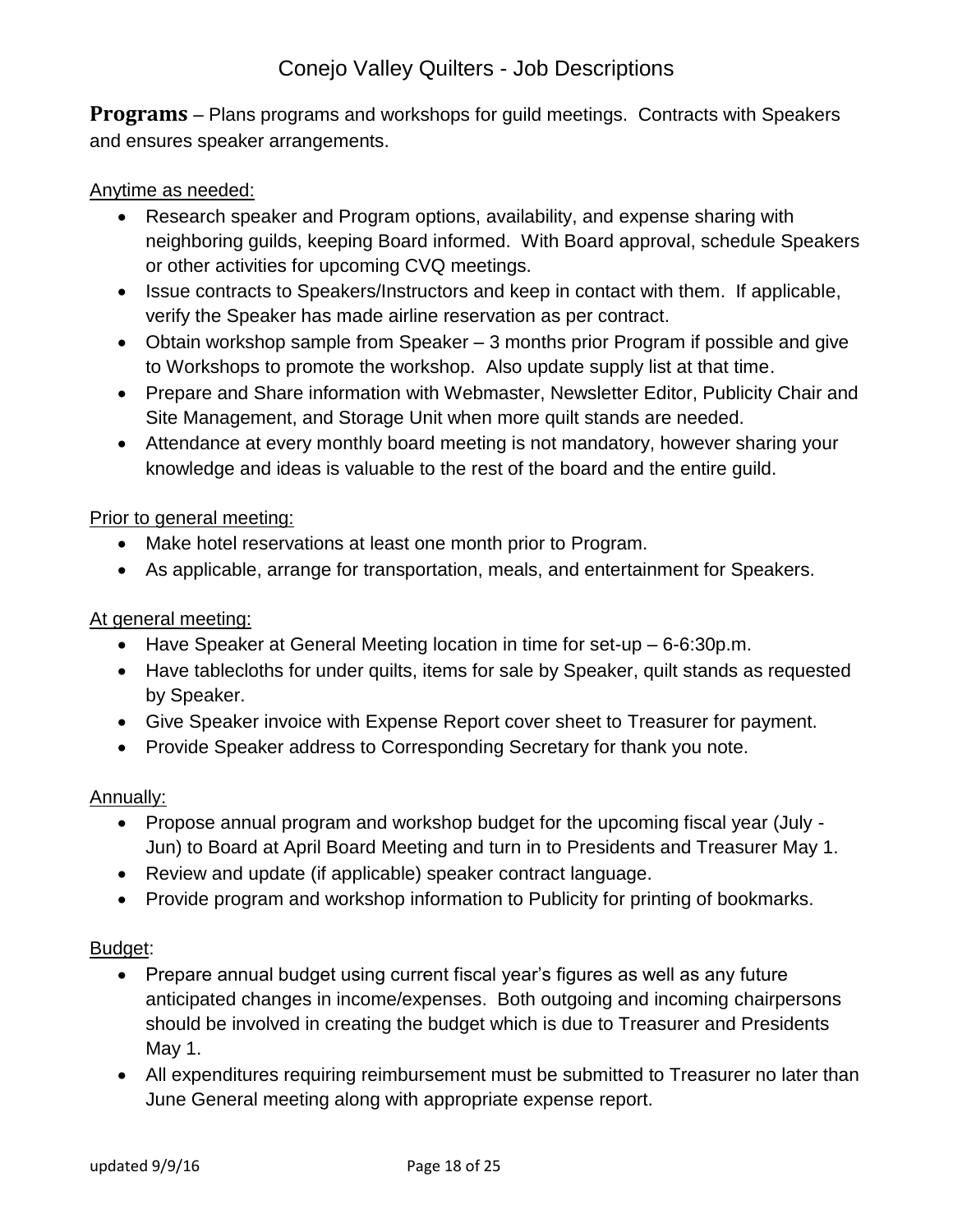**Programs** – Plans programs and workshops for guild meetings. Contracts with Speakers and ensures speaker arrangements.

Anytime as needed:

- Research speaker and Program options, availability, and expense sharing with neighboring guilds, keeping Board informed. With Board approval, schedule Speakers or other activities for upcoming CVQ meetings.
- Issue contracts to Speakers/Instructors and keep in contact with them. If applicable, verify the Speaker has made airline reservation as per contract.
- Obtain workshop sample from Speaker – 3 months prior Program if possible and give to Workshops to promote the workshop. Also update supply list at that time.
- Prepare and Share information with Webmaster, Newsletter Editor, Publicity Chair and Site Management, and Storage Unit when more quilt stands are needed.
- Attendance at every monthly board meeting is not mandatory, however sharing your knowledge and ideas is valuable to the rest of the board and the entire guild.

Prior to general meeting:

- Make hotel reservations at least one month prior to Program.
- As applicable, arrange for transportation, meals, and entertainment for Speakers.

At general meeting:

- Have Speaker at General Meeting location in time for set-up – 6-6:30p.m.
- Have tablecloths for under quilts, items for sale by Speaker, quilt stands as requested by Speaker.
- Give Speaker invoice with Expense Report cover sheet to Treasurer for payment.
- Provide Speaker address to Corresponding Secretary for thank you note.

Annually:

- Propose annual program and workshop budget for the upcoming fiscal year (July - Jun) to Board at April Board Meeting and turn in to Presidents and Treasurer May 1.
- Review and update (if applicable) speaker contract language.
- Provide program and workshop information to Publicity for printing of bookmarks.

Budget:

- Prepare annual budget using current fiscal year's figures as well as any future anticipated changes in income/expenses. Both outgoing and incoming chairpersons should be involved in creating the budget which is due to Treasurer and Presidents May 1.
- All expenditures requiring reimbursement must be submitted to Treasurer no later than June General meeting along with appropriate expense report.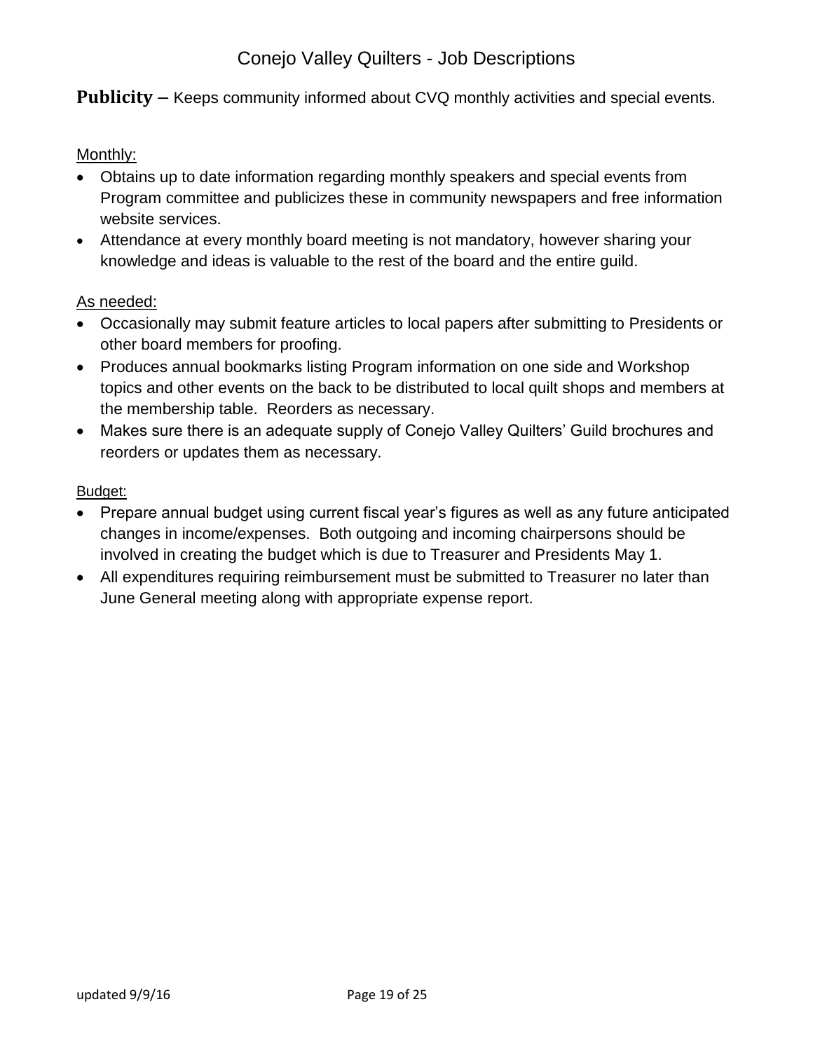# Conejo Valley Quilters - Job Descriptions

**Publicity** – Keeps community informed about CVQ monthly activities and special events.

Monthly:

- Obtains up to date information regarding monthly speakers and special events from Program committee and publicizes these in community newspapers and free information website services.
- Attendance at every monthly board meeting is not mandatory, however sharing your knowledge and ideas is valuable to the rest of the board and the entire guild.

As needed:

- Occasionally may submit feature articles to local papers after submitting to Presidents or other board members for proofing.
- Produces annual bookmarks listing Program information on one side and Workshop topics and other events on the back to be distributed to local quilt shops and members at the membership table. Reorders as necessary.
- Makes sure there is an adequate supply of Conejo Valley Quilters' Guild brochures and reorders or updates them as necessary.

Budget:

- Prepare annual budget using current fiscal year's figures as well as any future anticipated changes in income/expenses. Both outgoing and incoming chairpersons should be involved in creating the budget which is due to Treasurer and Presidents May 1.
- All expenditures requiring reimbursement must be submitted to Treasurer no later than June General meeting along with appropriate expense report.

updated 9/9/16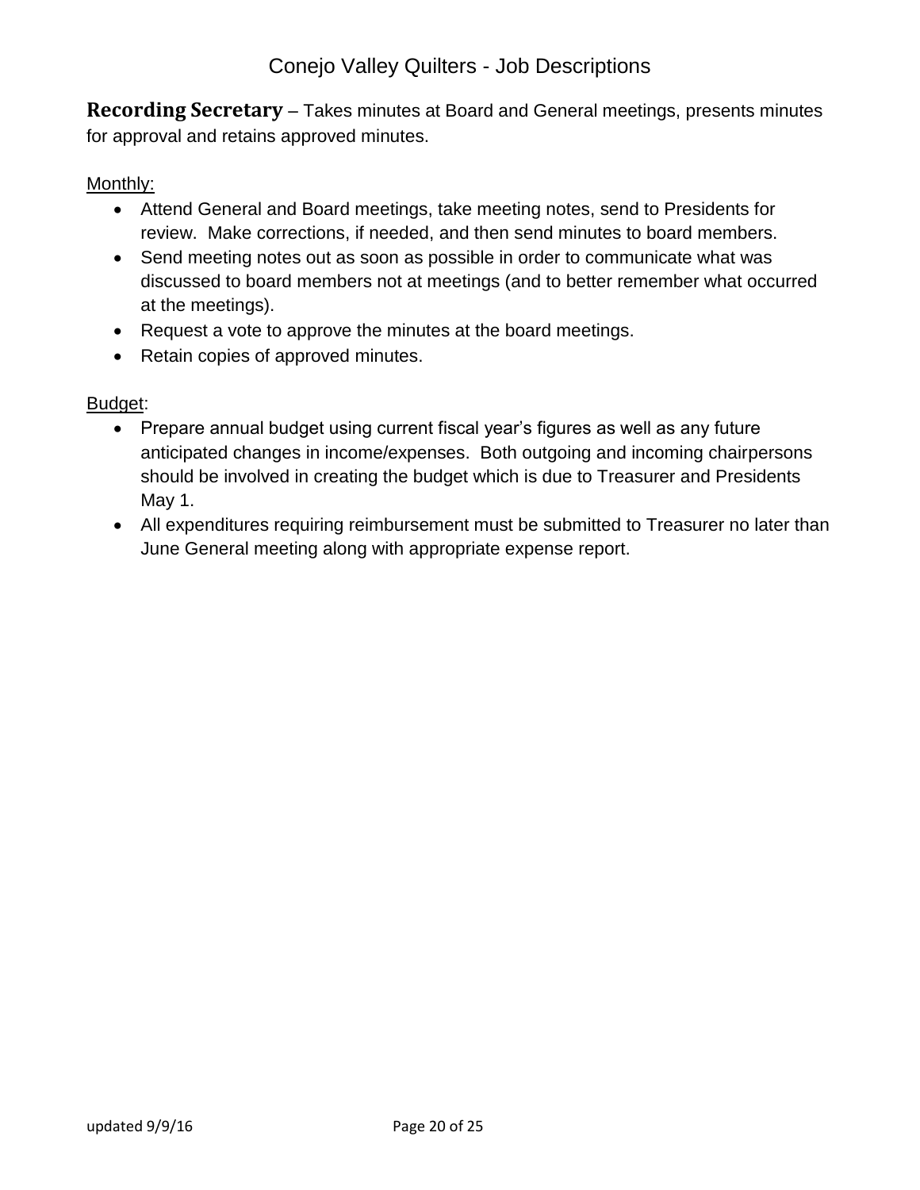**Recording Secretary** – Takes minutes at Board and General meetings, presents minutes for approval and retains approved minutes.

Monthly:

- Attend General and Board meetings, take meeting notes, send to Presidents for review. Make corrections, if needed, and then send minutes to board members.
- Send meeting notes out as soon as possible in order to communicate what was discussed to board members not at meetings (and to better remember what occurred at the meetings).
- Request a vote to approve the minutes at the board meetings.
- Retain copies of approved minutes.

Budget:

- Prepare annual budget using current fiscal year's figures as well as any future anticipated changes in income/expenses. Both outgoing and incoming chairpersons should be involved in creating the budget which is due to Treasurer and Presidents May 1.
- All expenditures requiring reimbursement must be submitted to Treasurer no later than June General meeting along with appropriate expense report.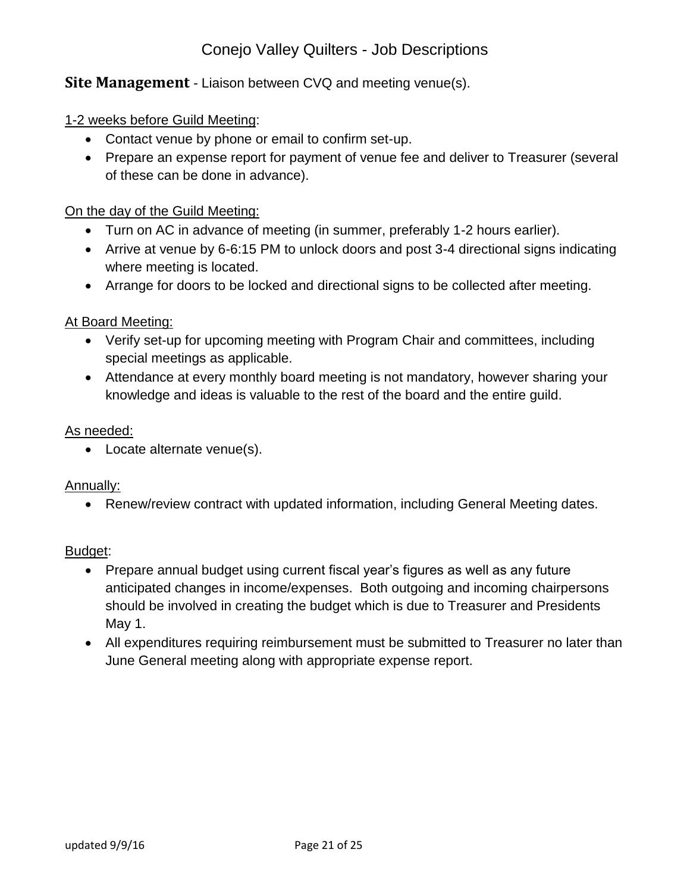**Site Management** - Liaison between CVQ and meeting venue(s).

1-2 weeks before Guild Meeting:

- Contact venue by phone or email to confirm set-up.
- Prepare an expense report for payment of venue fee and deliver to Treasurer (several of these can be done in advance).

On the day of the Guild Meeting:

- Turn on AC in advance of meeting (in summer, preferably 1-2 hours earlier).
- Arrive at venue by 6-6:15 PM to unlock doors and post 3-4 directional signs indicating where meeting is located.
- Arrange for doors to be locked and directional signs to be collected after meeting.

At Board Meeting:

- Verify set-up for upcoming meeting with Program Chair and committees, including special meetings as applicable.
- Attendance at every monthly board meeting is not mandatory, however sharing your knowledge and ideas is valuable to the rest of the board and the entire guild.

As needed:

- Locate alternate venue(s).

Annually:

- Renew/review contract with updated information, including General Meeting dates.

Budget:

- Prepare annual budget using current fiscal year's figures as well as any future anticipated changes in income/expenses. Both outgoing and incoming chairpersons should be involved in creating the budget which is due to Treasurer and Presidents May 1.
- All expenditures requiring reimbursement must be submitted to Treasurer no later than June General meeting along with appropriate expense report.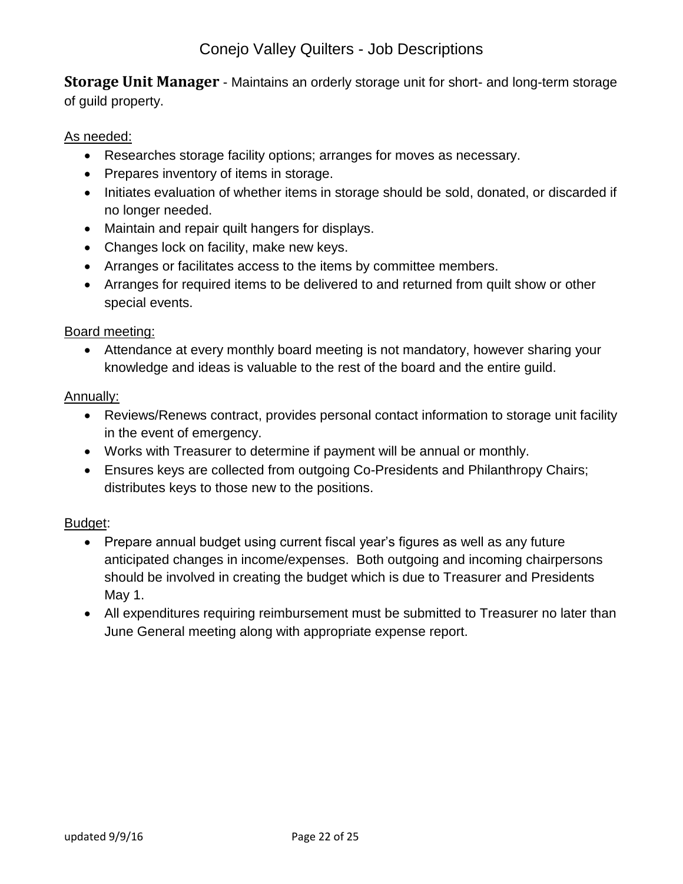**Storage Unit Manager** - Maintains an orderly storage unit for short- and long-term storage of guild property.

As needed:

- Researches storage facility options; arranges for moves as necessary.
- Prepares inventory of items in storage.
- Initiates evaluation of whether items in storage should be sold, donated, or discarded if no longer needed.
- Maintain and repair quilt hangers for displays.
- Changes lock on facility, make new keys.
- Arranges or facilitates access to the items by committee members.
- Arranges for required items to be delivered to and returned from quilt show or other special events.

Board meeting:

- Attendance at every monthly board meeting is not mandatory, however sharing your knowledge and ideas is valuable to the rest of the board and the entire guild.

Annually:

- Reviews/Renews contract, provides personal contact information to storage unit facility in the event of emergency.
- Works with Treasurer to determine if payment will be annual or monthly.
- Ensures keys are collected from outgoing Co-Presidents and Philanthropy Chairs; distributes keys to those new to the positions.

Budget:

- Prepare annual budget using current fiscal year's figures as well as any future anticipated changes in income/expenses. Both outgoing and incoming chairpersons should be involved in creating the budget which is due to Treasurer and Presidents May 1.
- All expenditures requiring reimbursement must be submitted to Treasurer no later than June General meeting along with appropriate expense report.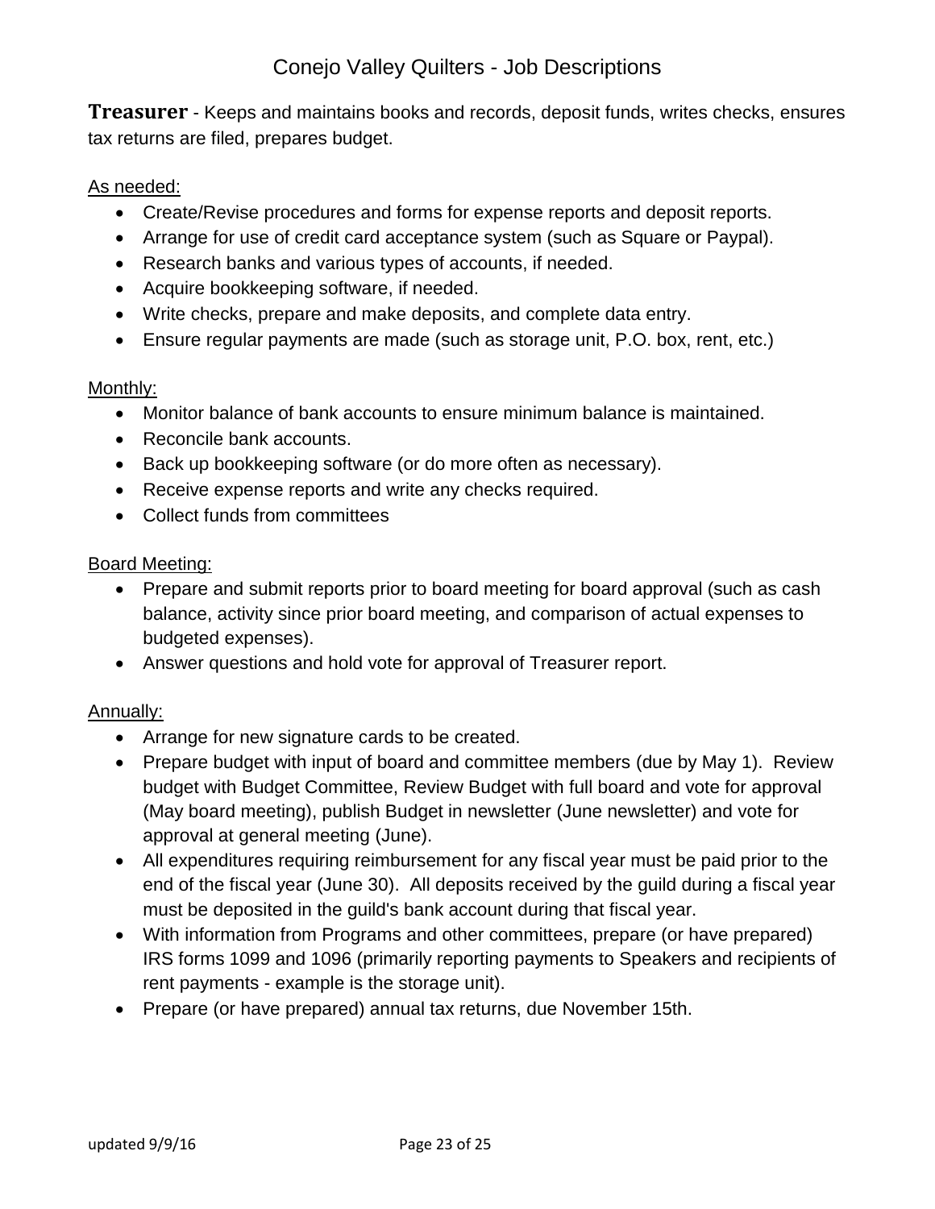**Treasurer** - Keeps and maintains books and records, deposit funds, writes checks, ensures tax returns are filed, prepares budget.

As needed:

- Create/Revise procedures and forms for expense reports and deposit reports.
- Arrange for use of credit card acceptance system (such as Square or Paypal).
- Research banks and various types of accounts, if needed.
- Acquire bookkeeping software, if needed.
- Write checks, prepare and make deposits, and complete data entry.
- Ensure regular payments are made (such as storage unit, P.O. box, rent, etc.)

Monthly:

- Monitor balance of bank accounts to ensure minimum balance is maintained.
- Reconcile bank accounts.
- Back up bookkeeping software (or do more often as necessary).
- Receive expense reports and write any checks required.
- Collect funds from committees

Board Meeting:

- Prepare and submit reports prior to board meeting for board approval (such as cash balance, activity since prior board meeting, and comparison of actual expenses to budgeted expenses).
- Answer questions and hold vote for approval of Treasurer report.

Annually:

- Arrange for new signature cards to be created.
- Prepare budget with input of board and committee members (due by May 1). Review budget with Budget Committee, Review Budget with full board and vote for approval (May board meeting), publish Budget in newsletter (June newsletter) and vote for approval at general meeting (June).
- All expenditures requiring reimbursement for any fiscal year must be paid prior to the end of the fiscal year (June 30). All deposits received by the guild during a fiscal year must be deposited in the guild's bank account during that fiscal year.
- With information from Programs and other committees, prepare (or have prepared) IRS forms 1099 and 1096 (primarily reporting payments to Speakers and recipients of rent payments - example is the storage unit).
- Prepare (or have prepared) annual tax returns, due November 15th.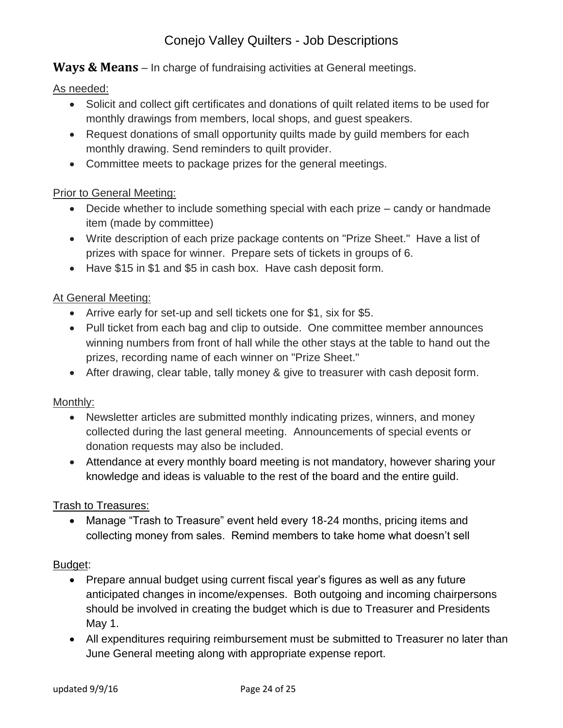# Conejo Valley Quilters - Job Descriptions

**Ways & Means** – In charge of fundraising activities at General meetings.

As needed:

- Solicit and collect gift certificates and donations of quilt related items to be used for monthly drawings from members, local shops, and guest speakers.
- Request donations of small opportunity quilts made by guild members for each monthly drawing. Send reminders to quilt provider.
- Committee meets to package prizes for the general meetings.

Prior to General Meeting:

- Decide whether to include something special with each prize – candy or handmade item (made by committee)
- Write description of each prize package contents on "Prize Sheet." Have a list of prizes with space for winner. Prepare sets of tickets in groups of 6.
- Have $15 in $1 and $5 in cash box. Have cash deposit form.

At General Meeting:

- Arrive early for set-up and sell tickets one for $1, six for $5.
- Pull ticket from each bag and clip to outside. One committee member announces winning numbers from front of hall while the other stays at the table to hand out the prizes, recording name of each winner on "Prize Sheet."
- After drawing, clear table, tally money & give to treasurer with cash deposit form.

Monthly:

- Newsletter articles are submitted monthly indicating prizes, winners, and money collected during the last general meeting. Announcements of special events or donation requests may also be included.
- Attendance at every monthly board meeting is not mandatory, however sharing your knowledge and ideas is valuable to the rest of the board and the entire guild.

Trash to Treasures:

- Manage "Trash to Treasure" event held every 18-24 months, pricing items and collecting money from sales. Remind members to take home what doesn't sell

Budget:

- Prepare annual budget using current fiscal year's figures as well as any future anticipated changes in income/expenses. Both outgoing and incoming chairpersons should be involved in creating the budget which is due to Treasurer and Presidents May 1.
- All expenditures requiring reimbursement must be submitted to Treasurer no later than June General meeting along with appropriate expense report.

updated 9/9/16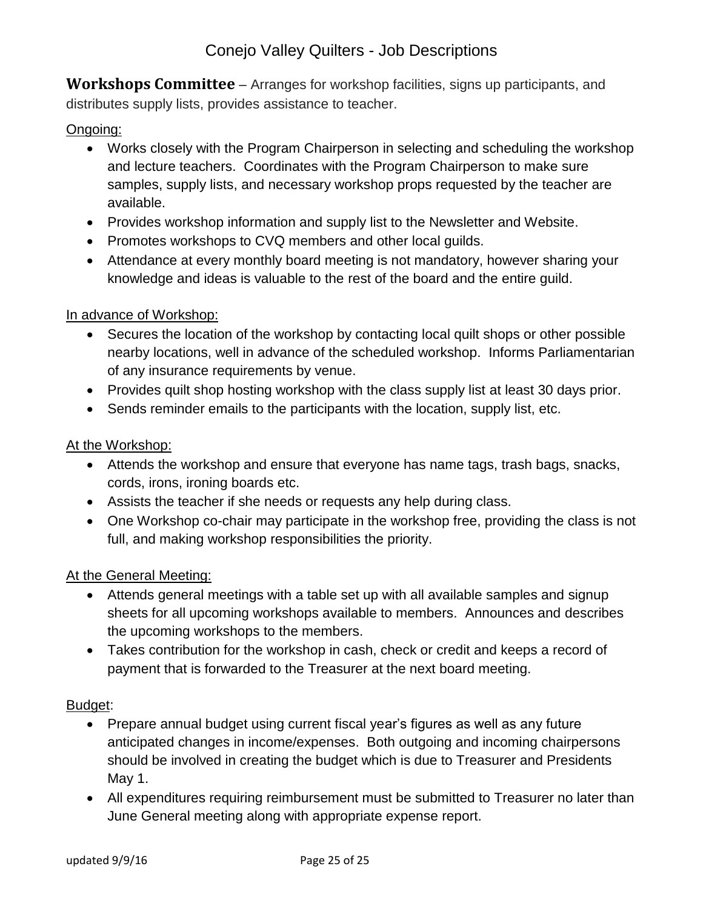**Workshops Committee** – Arranges for workshop facilities, signs up participants, and distributes supply lists, provides assistance to teacher.

Ongoing:

- Works closely with the Program Chairperson in selecting and scheduling the workshop and lecture teachers. Coordinates with the Program Chairperson to make sure samples, supply lists, and necessary workshop props requested by the teacher are available.
- Provides workshop information and supply list to the Newsletter and Website.
- Promotes workshops to CVQ members and other local guilds.
- Attendance at every monthly board meeting is not mandatory, however sharing your knowledge and ideas is valuable to the rest of the board and the entire guild.

In advance of Workshop:

- Secures the location of the workshop by contacting local quilt shops or other possible nearby locations, well in advance of the scheduled workshop. Informs Parliamentarian of any insurance requirements by venue.
- Provides quilt shop hosting workshop with the class supply list at least 30 days prior.
- Sends reminder emails to the participants with the location, supply list, etc.

At the Workshop:

- Attends the workshop and ensure that everyone has name tags, trash bags, snacks, cords, irons, ironing boards etc.
- Assists the teacher if she needs or requests any help during class.
- One Workshop co-chair may participate in the workshop free, providing the class is not full, and making workshop responsibilities the priority.

At the General Meeting:

- Attends general meetings with a table set up with all available samples and signup sheets for all upcoming workshops available to members. Announces and describes the upcoming workshops to the members.
- Takes contribution for the workshop in cash, check or credit and keeps a record of payment that is forwarded to the Treasurer at the next board meeting.

Budget:

- Prepare annual budget using current fiscal year's figures as well as any future anticipated changes in income/expenses. Both outgoing and incoming chairpersons should be involved in creating the budget which is due to Treasurer and Presidents May 1.
- All expenditures requiring reimbursement must be submitted to Treasurer no later than June General meeting along with appropriate expense report.

updated 9/9/16